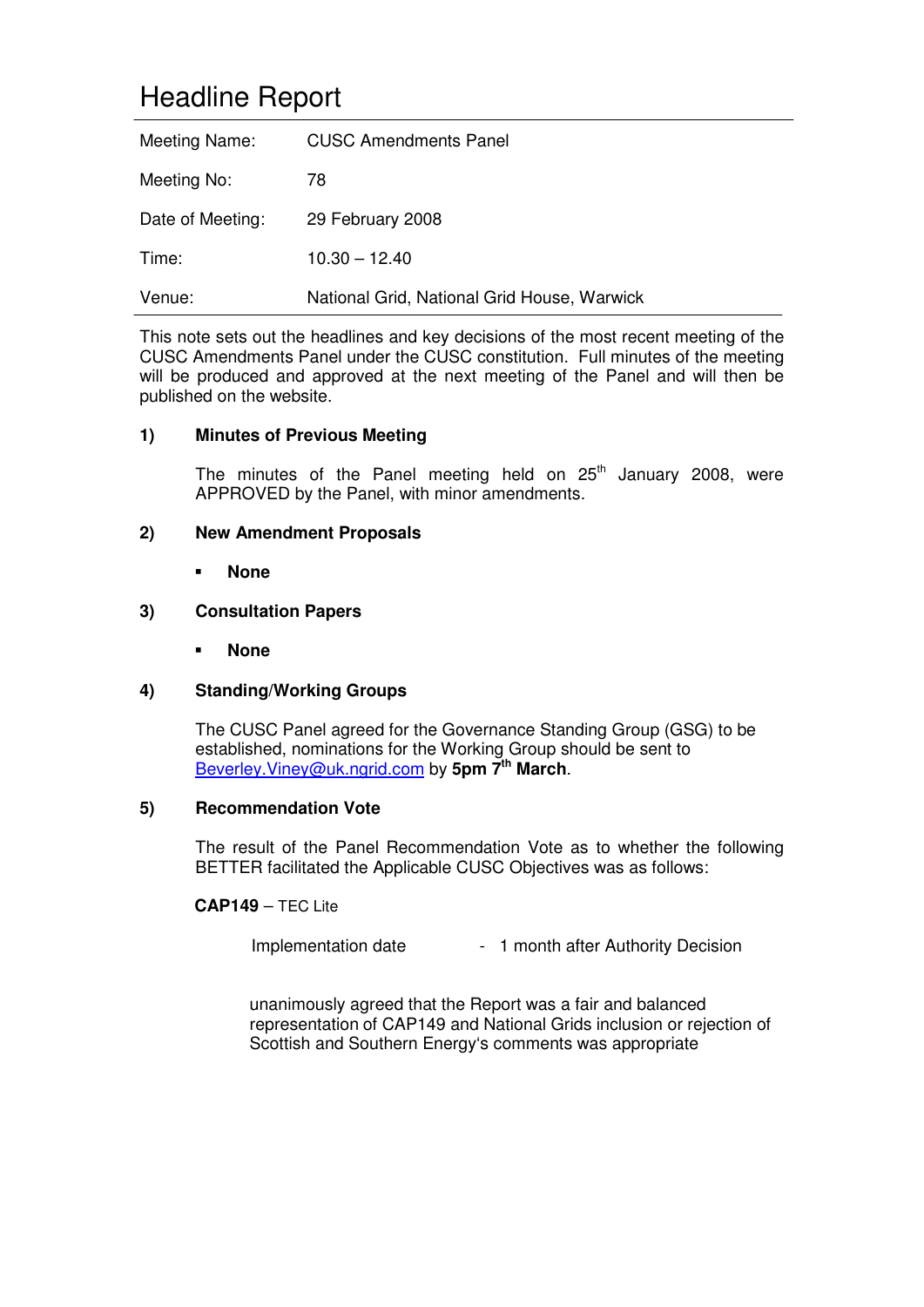# Headline Report

| | |
|---|---|
| Meeting Name: | CUSC Amendments Panel |
| Meeting No: | 78 |
| Date of Meeting: | 29 February 2008 |
| Time: | 10.30 – 12.40 |
| Venue: | National Grid, National Grid House, Warwick |

This note sets out the headlines and key decisions of the most recent meeting of the CUSC Amendments Panel under the CUSC constitution. Full minutes of the meeting will be produced and approved at the next meeting of the Panel and will then be published on the website.

**1) Minutes of Previous Meeting**

The minutes of the Panel meeting held on 25th January 2008, were APPROVED by the Panel, with minor amendments.

**2) New Amendment Proposals**

- **None**

**3) Consultation Papers**

- **None**

**4) Standing/Working Groups**

The CUSC Panel agreed for the Governance Standing Group (GSG) to be established, nominations for the Working Group should be sent to [Beverley.Viney@uk.ngrid.com](mailto:Beverley.Viney@uk.ngrid.com) by **5pm 7th March**.

**5) Recommendation Vote**

The result of the Panel Recommendation Vote as to whether the following BETTER facilitated the Applicable CUSC Objectives was as follows:

**CAP149** – TEC Lite

Implementation date - 1 month after Authority Decision

unanimously agreed that the Report was a fair and balanced representation of CAP149 and National Grids inclusion or rejection of Scottish and Southern Energy's comments was appropriate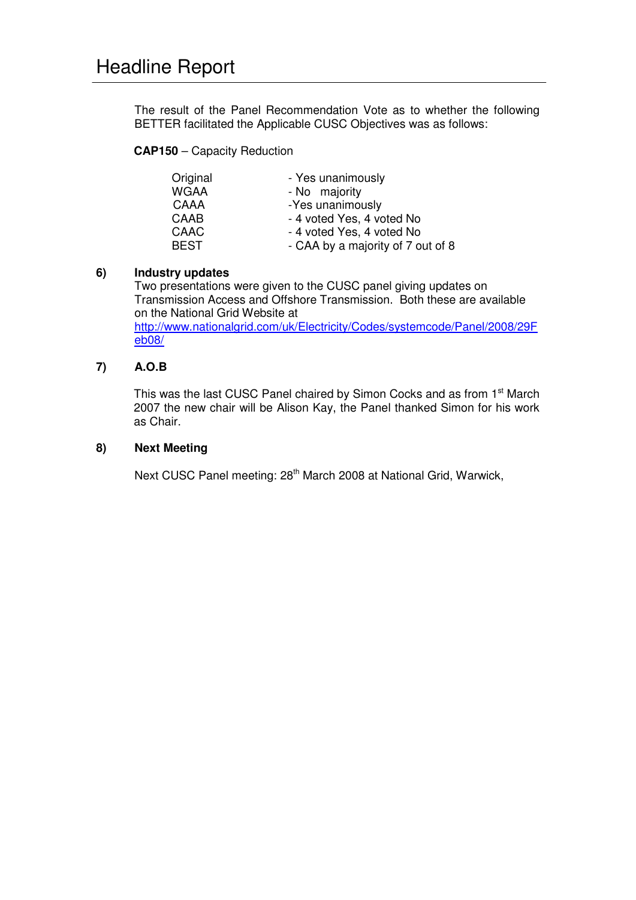# Headline Report

The result of the Panel Recommendation Vote as to whether the following BETTER facilitated the Applicable CUSC Objectives was as follows:

**CAP150** – Capacity Reduction

| | |
|---|---|
| Original | - Yes unanimously |
| WGAA | - No majority |
| CAAA | -Yes unanimously |
| CAAB | - 4 voted Yes, 4 voted No |
| CAAC | - 4 voted Yes, 4 voted No |
| BEST | - CAA by a majority of 7 out of 8 |

**6) Industry updates**

Two presentations were given to the CUSC panel giving updates on Transmission Access and Offshore Transmission. Both these are available on the National Grid Website at http://www.nationalgrid.com/uk/Electricity/Codes/systemcode/Panel/2008/29Feb08/

**7) A.O.B**

This was the last CUSC Panel chaired by Simon Cocks and as from 1st March 2007 the new chair will be Alison Kay, the Panel thanked Simon for his work as Chair.

**8) Next Meeting**

Next CUSC Panel meeting: 28th March 2008 at National Grid, Warwick,